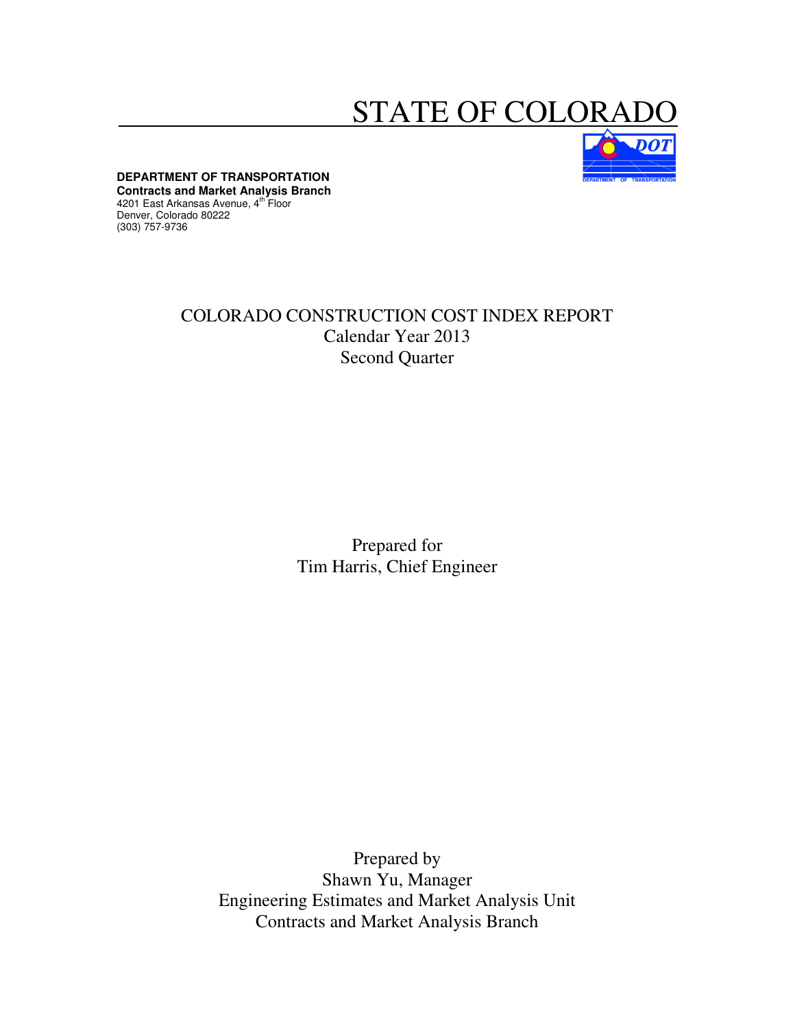# STATE OF COLORADO

**DEPARTMENT OF TRANSPORTATION**
**Contracts and Market Analysis Branch**
4201 East Arkansas Avenue, 4th Floor
Denver, Colorado 80222
(303) 757-9736

## COLORADO CONSTRUCTION COST INDEX REPORT
Calendar Year 2013
Second Quarter

Prepared for
Tim Harris, Chief Engineer

Prepared by
Shawn Yu, Manager
Engineering Estimates and Market Analysis Unit
Contracts and Market Analysis Branch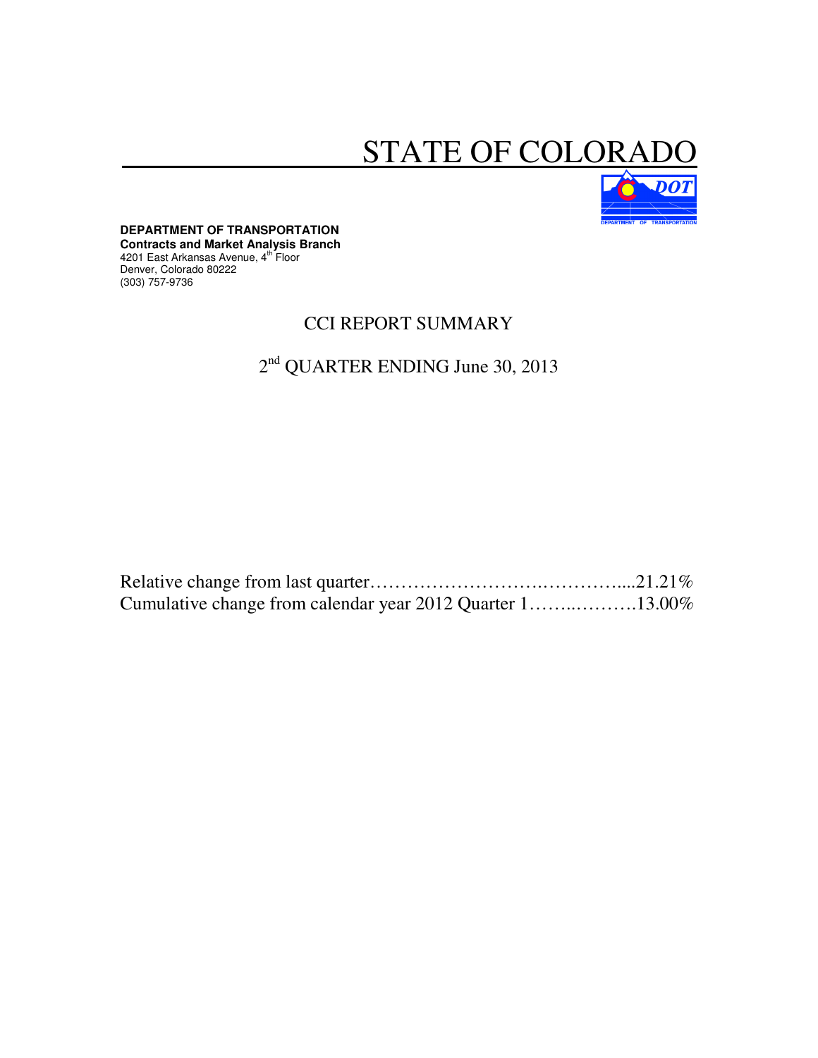# STATE OF COLORADO

**DEPARTMENT OF TRANSPORTATION**
**Contracts and Market Analysis Branch**
4201 East Arkansas Avenue, 4th Floor
Denver, Colorado 80222
(303) 757-9736

## CCI REPORT SUMMARY

## 2nd QUARTER ENDING June 30, 2013

Relative change from last quarter……………………….…………....21.21%
Cumulative change from calendar year 2012 Quarter 1……..……….13.00%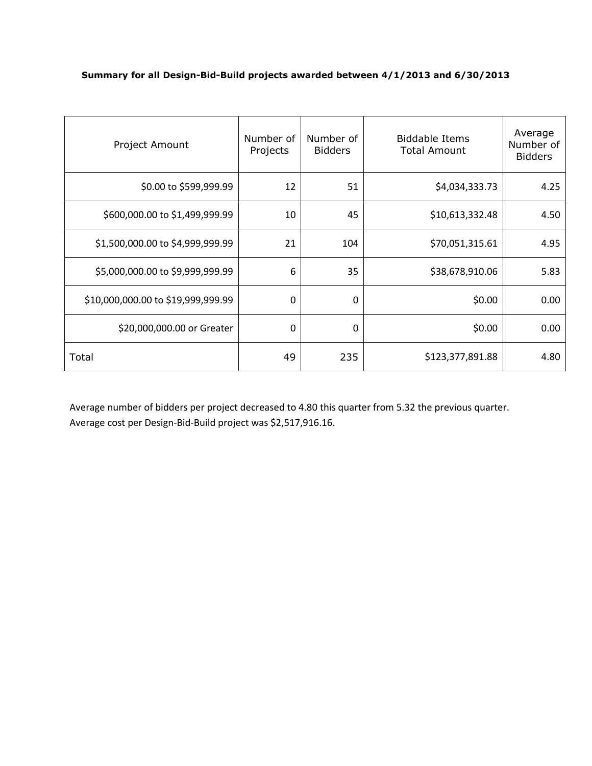**Summary for all Design-Bid-Build projects awarded between 4/1/2013 and 6/30/2013**

| Project Amount | Number of Projects | Number of Bidders | Biddable Items Total Amount | Average Number of Bidders |
|---|---|---|---|---|
| $0.00 to $599,999.99 | 12 | 51 | $4,034,333.73 | 4.25 |
| $600,000.00 to $1,499,999.99 | 10 | 45 | $10,613,332.48 | 4.50 |
| $1,500,000.00 to $4,999,999.99 | 21 | 104 | $70,051,315.61 | 4.95 |
| $5,000,000.00 to $9,999,999.99 | 6 | 35 | $38,678,910.06 | 5.83 |
| $10,000,000.00 to $19,999,999.99 | 0 | 0 | $0.00 | 0.00 |
| $20,000,000.00 or Greater | 0 | 0 | $0.00 | 0.00 |
| Total | 49 | 235 | $123,377,891.88 | 4.80 |

Average number of bidders per project decreased to 4.80 this quarter from 5.32 the previous quarter.
Average cost per Design-Bid-Build project was $2,517,916.16.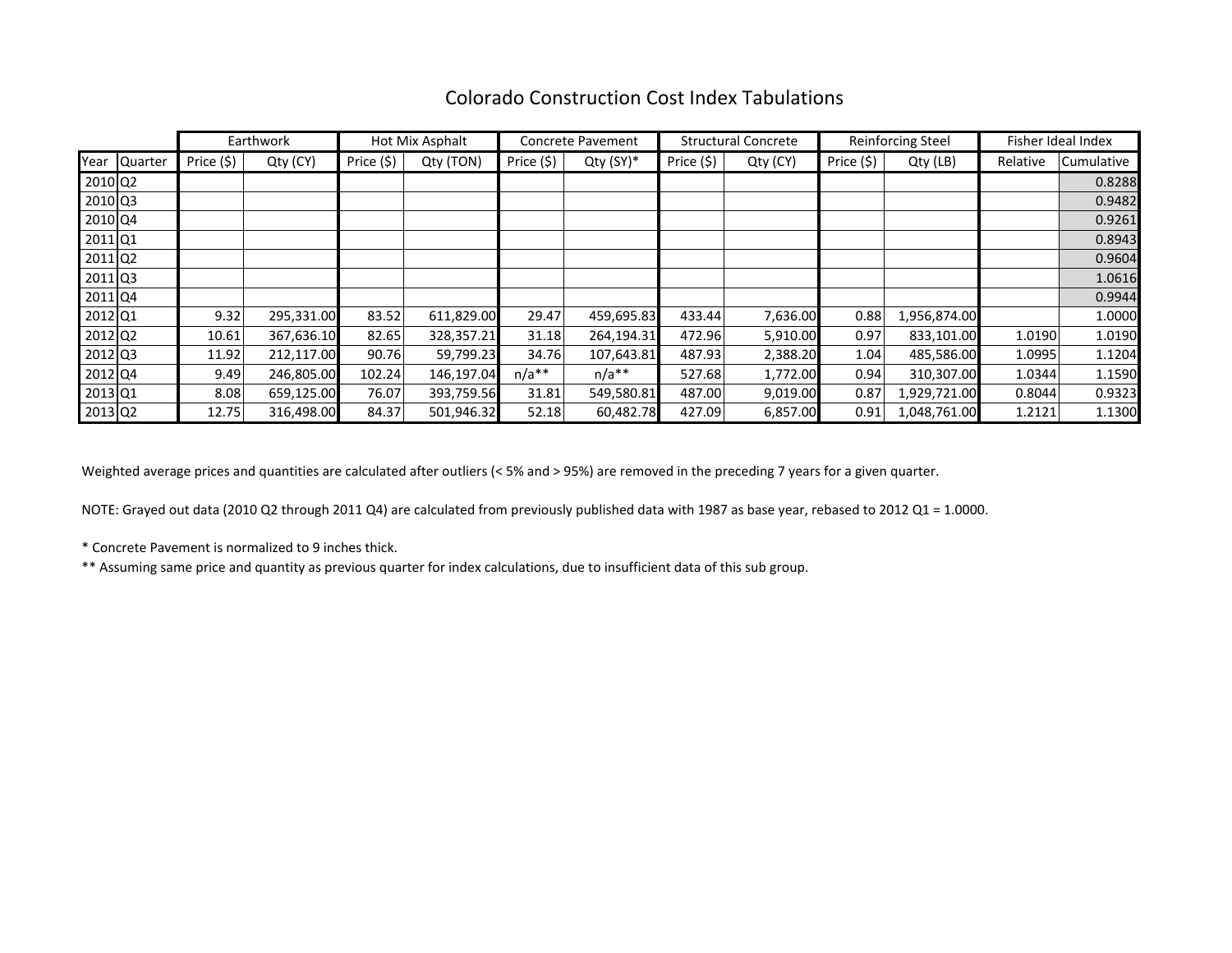# Colorado Construction Cost Index Tabulations

| | | Earthwork | | Hot Mix Asphalt | | Concrete Pavement | | Structural Concrete | | Reinforcing Steel | | Fisher Ideal Index | |
|---|---|---|---|---|---|---|---|---|---|---|---|---|---|
| Year | Quarter | Price ($) | Qty (CY) | Price ($) | Qty (TON) | Price ($) | Qty (SY)* | Price ($) | Qty (CY) | Price ($) | Qty (LB) | Relative | Cumulative |
| 2010 | Q2 | | | | | | | | | | | | 0.8288 |
| 2010 | Q3 | | | | | | | | | | | | 0.9482 |
| 2010 | Q4 | | | | | | | | | | | | 0.9261 |
| 2011 | Q1 | | | | | | | | | | | | 0.8943 |
| 2011 | Q2 | | | | | | | | | | | | 0.9604 |
| 2011 | Q3 | | | | | | | | | | | | 1.0616 |
| 2011 | Q4 | | | | | | | | | | | | 0.9944 |
| 2012 | Q1 | 9.32 | 295,331.00 | 83.52 | 611,829.00 | 29.47 | 459,695.83 | 433.44 | 7,636.00 | 0.88 | 1,956,874.00 | | 1.0000 |
| 2012 | Q2 | 10.61 | 367,636.10 | 82.65 | 328,357.21 | 31.18 | 264,194.31 | 472.96 | 5,910.00 | 0.97 | 833,101.00 | 1.0190 | 1.0190 |
| 2012 | Q3 | 11.92 | 212,117.00 | 90.76 | 59,799.23 | 34.76 | 107,643.81 | 487.93 | 2,388.20 | 1.04 | 485,586.00 | 1.0995 | 1.1204 |
| 2012 | Q4 | 9.49 | 246,805.00 | 102.24 | 146,197.04 | n/a** | n/a** | 527.68 | 1,772.00 | 0.94 | 310,307.00 | 1.0344 | 1.1590 |
| 2013 | Q1 | 8.08 | 659,125.00 | 76.07 | 393,759.56 | 31.81 | 549,580.81 | 487.00 | 9,019.00 | 0.87 | 1,929,721.00 | 0.8044 | 0.9323 |
| 2013 | Q2 | 12.75 | 316,498.00 | 84.37 | 501,946.32 | 52.18 | 60,482.78 | 427.09 | 6,857.00 | 0.91 | 1,048,761.00 | 1.2121 | 1.1300 |

Weighted average prices and quantities are calculated after outliers (< 5% and > 95%) are removed in the preceding 7 years for a given quarter.

NOTE: Grayed out data (2010 Q2 through 2011 Q4) are calculated from previously published data with 1987 as base year, rebased to 2012 Q1 = 1.0000.

* Concrete Pavement is normalized to 9 inches thick.

** Assuming same price and quantity as previous quarter for index calculations, due to insufficient data of this sub group.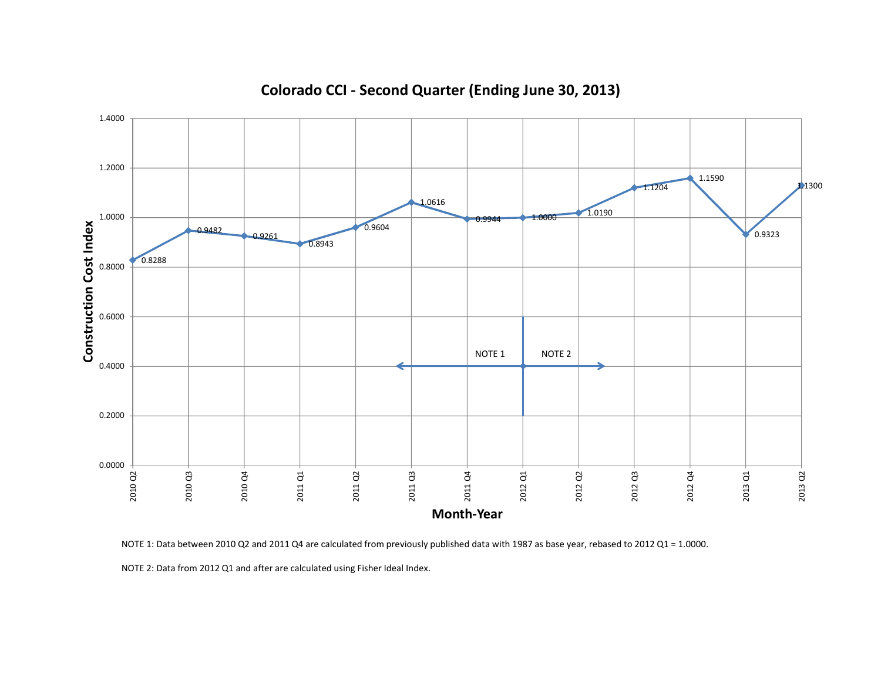# Colorado CCI - Second Quarter (Ending June 30, 2013)

| Month-Year | Construction Cost Index |
|---|---|
| 2010 Q2 | 0.8288 |
| 2010 Q3 | 0.9482 |
| 2010 Q4 | 0.9261 |
| 2011 Q1 | 0.8943 |
| 2011 Q2 | 0.9604 |
| 2011 Q3 | 1.0616 |
| 2011 Q4 | 0.9944 |
| 2012 Q1 | 1.0000 |
| 2012 Q2 | 1.0190 |
| 2012 Q3 | 1.1204 |
| 2012 Q4 | 1.1590 |
| 2013 Q1 | 0.9323 |
| 2013 Q2 | 1.1300 |

NOTE 1: Data between 2010 Q2 and 2011 Q4 are calculated from previously published data with 1987 as base year, rebased to 2012 Q1 = 1.0000.

NOTE 2: Data from 2012 Q1 and after are calculated using Fisher Ideal Index.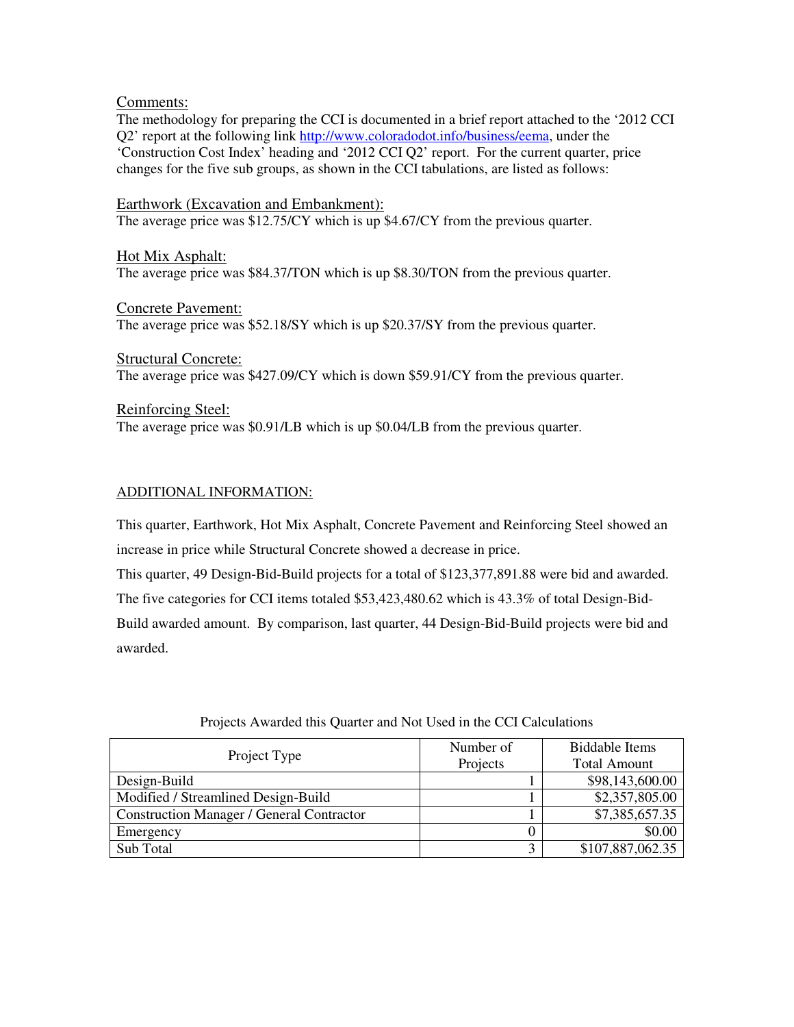Comments:

The methodology for preparing the CCI is documented in a brief report attached to the '2012 CCI Q2' report at the following link http://www.coloradodot.info/business/eema, under the 'Construction Cost Index' heading and '2012 CCI Q2' report. For the current quarter, price changes for the five sub groups, as shown in the CCI tabulations, are listed as follows:

Earthwork (Excavation and Embankment):

The average price was $12.75/CY which is up $4.67/CY from the previous quarter.

Hot Mix Asphalt:

The average price was $84.37/TON which is up $8.30/TON from the previous quarter.

Concrete Pavement:

The average price was $52.18/SY which is up $20.37/SY from the previous quarter.

Structural Concrete:

The average price was $427.09/CY which is down $59.91/CY from the previous quarter.

Reinforcing Steel:

The average price was $0.91/LB which is up $0.04/LB from the previous quarter.

ADDITIONAL INFORMATION:

This quarter, Earthwork, Hot Mix Asphalt, Concrete Pavement and Reinforcing Steel showed an increase in price while Structural Concrete showed a decrease in price.

This quarter, 49 Design-Bid-Build projects for a total of $123,377,891.88 were bid and awarded. The five categories for CCI items totaled $53,423,480.62 which is 43.3% of total Design-Bid-Build awarded amount. By comparison, last quarter, 44 Design-Bid-Build projects were bid and awarded.

Projects Awarded this Quarter and Not Used in the CCI Calculations

| Project Type | Number of Projects | Biddable Items Total Amount |
|---|---|---|
| Design-Build | 1 | $98,143,600.00 |
| Modified / Streamlined Design-Build | 1 | $2,357,805.00 |
| Construction Manager / General Contractor | 1 | $7,385,657.35 |
| Emergency | 0 | $0.00 |
| Sub Total | 3 | $107,887,062.35 |